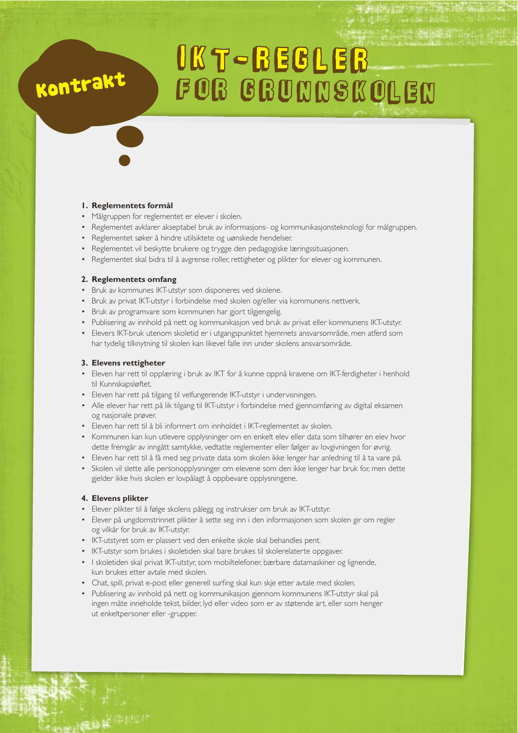Kontrakt

# IKT-REGLER FOR GRUNNSKOLEN

**1. Reglementets formål**

- Målgruppen for reglementet er elever i skolen.
- Reglementet avklarer akseptabel bruk av informasjons- og kommunikasjonsteknologi for målgruppen.
- Reglementet søker å hindre utilsiktete og uønskede hendelser.
- Reglementet vil beskytte brukere og trygge den pedagogiske læringssituasjonen.
- Reglementet skal bidra til å avgrense roller, rettigheter og plikter for elever og kommunen.

**2. Reglementets omfang**

- Bruk av kommunes IKT-utstyr som disponeres ved skolene.
- Bruk av privat IKT-utstyr i forbindelse med skolen og/eller via kommunens nettverk.
- Bruk av programvare som kommunen har gjort tilgjengelig.
- Publisering av innhold på nett og kommunikasjon ved bruk av privat eller kommunens IKT-utstyr.
- Elevers IKT-bruk utenom skoletid er i utgangspunktet hjemmets ansvarsområde, men atferd som har tydelig tilknytning til skolen kan likevel falle inn under skolens ansvarsområde.

**3. Elevens rettigheter**

- Eleven har rett til opplæring i bruk av IKT for å kunne oppnå kravene om IKT-ferdigheter i henhold til Kunnskapsløftet.
- Eleven har rett på tilgang til velfungerende IKT-utstyr i undervisningen.
- Alle elever har rett på lik tilgang til IKT-utstyr i forbindelse med gjennomføring av digital eksamen og nasjonale prøver.
- Eleven har rett til å bli informert om innholdet i IKT-reglementet av skolen.
- Kommunen kan kun utlevere opplysninger om en enkelt elev eller data som tilhører en elev hvor dette fremgår av inngått samtykke, vedtatte reglementer eller følger av lovgivningen for øvrig.
- Eleven har rett til å få med seg private data som skolen ikke lenger har anledning til å ta vare på.
- Skolen vil slette alle personopplysninger om elevene som den ikke lenger har bruk for, men dette gjelder ikke hvis skolen er lovpålagt å oppbevare opplysningene.

**4. Elevens plikter**

- Elever plikter til å følge skolens pålegg og instrukser om bruk av IKT-utstyr.
- Elever på ungdomstrinnet plikter å sette seg inn i den informasjonen som skolen gir om regler og vilkår for bruk av IKT-utstyr.
- IKT-utstyret som er plassert ved den enkelte skole skal behandles pent.
- IKT-utstyr som brukes i skoletiden skal bare brukes til skolerelaterte oppgaver.
- I skoletiden skal privat IKT-utstyr, som mobiltelefoner, bærbare datamaskiner og lignende, kun brukes etter avtale med skolen.
- Chat, spill, privat e-post eller generell surfing skal kun skje etter avtale med skolen.
- Publisering av innhold på nett og kommunikasjon gjennom kommunens IKT-utstyr skal på ingen måte inneholde tekst, bilder, lyd eller video som er av støtende art, eller som henger ut enkeltpersoner eller -grupper.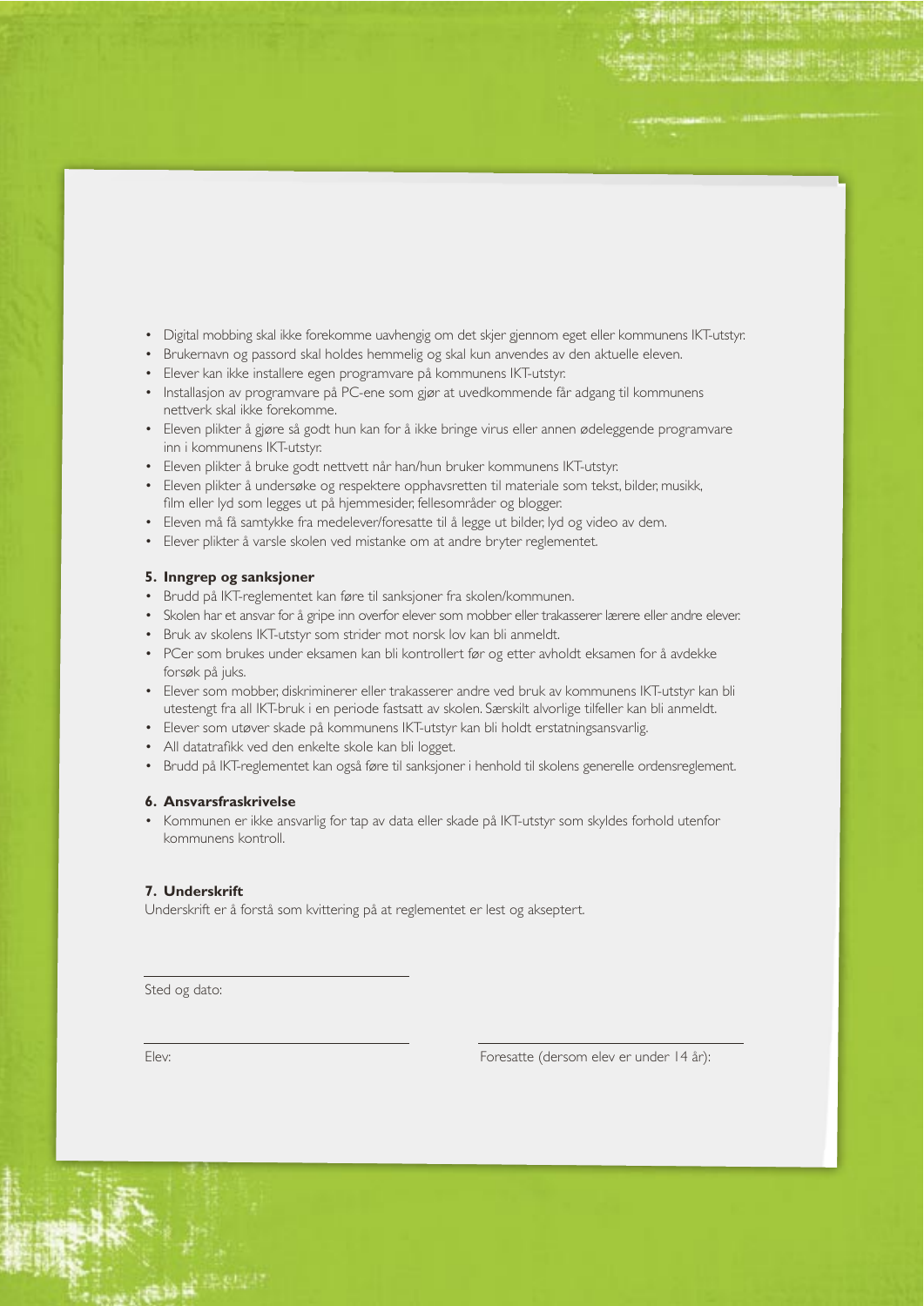- Digital mobbing skal ikke forekomme uavhengig om det skjer gjennom eget eller kommunens IKT-utstyr.
- Brukernavn og passord skal holdes hemmelig og skal kun anvendes av den aktuelle eleven.
- Elever kan ikke installere egen programvare på kommunens IKT-utstyr.
- Installasjon av programvare på PC-ene som gjør at uvedkommende får adgang til kommunens nettverk skal ikke forekomme.
- Eleven plikter å gjøre så godt hun kan for å ikke bringe virus eller annen ødeleggende programvare inn i kommunens IKT-utstyr.
- Eleven plikter å bruke godt nettvett når han/hun bruker kommunens IKT-utstyr.
- Eleven plikter å undersøke og respektere opphavsretten til materiale som tekst, bilder, musikk, film eller lyd som legges ut på hjemmesider, fellesområder og blogger.
- Eleven må få samtykke fra medelever/foresatte til å legge ut bilder, lyd og video av dem.
- Elever plikter å varsle skolen ved mistanke om at andre bryter reglementet.

### 5. Inngrep og sanksjoner

- Brudd på IKT-reglementet kan føre til sanksjoner fra skolen/kommunen.
- Skolen har et ansvar for å gripe inn overfor elever som mobber eller trakasserer lærere eller andre elever.
- Bruk av skolens IKT-utstyr som strider mot norsk lov kan bli anmeldt.
- PCer som brukes under eksamen kan bli kontrollert før og etter avholdt eksamen for å avdekke forsøk på juks.
- Elever som mobber, diskriminerer eller trakasserer andre ved bruk av kommunens IKT-utstyr kan bli utestengt fra all IKT-bruk i en periode fastsatt av skolen. Særskilt alvorlige tilfeller kan bli anmeldt.
- Elever som utøver skade på kommunens IKT-utstyr kan bli holdt erstatningsansvarlig.
- All datatrafikk ved den enkelte skole kan bli logget.
- Brudd på IKT-reglementet kan også føre til sanksjoner i henhold til skolens generelle ordensreglement.

### 6. Ansvarsfraskrivelse

- Kommunen er ikke ansvarlig for tap av data eller skade på IKT-utstyr som skyldes forhold utenfor kommunens kontroll.

### 7. Underskrift

Underskrift er å forstå som kvittering på at reglementet er lest og akseptert.

______________________________

Sted og dato:

______________________________

Elev:

______________________________

Foresatte (dersom elev er under 14 år):